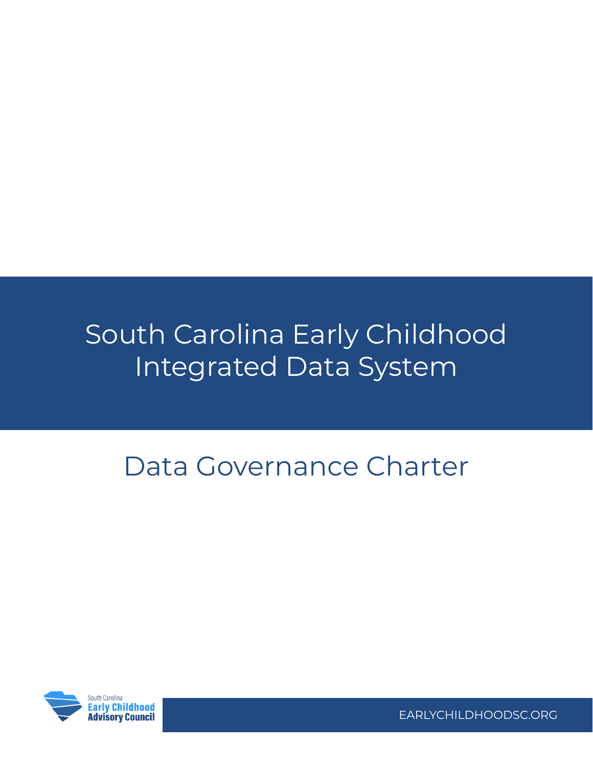# South Carolina Early Childhood Integrated Data System

## Data Governance Charter

South Carolina Early Childhood Advisory Council

EARLYCHILDHOODSC.ORG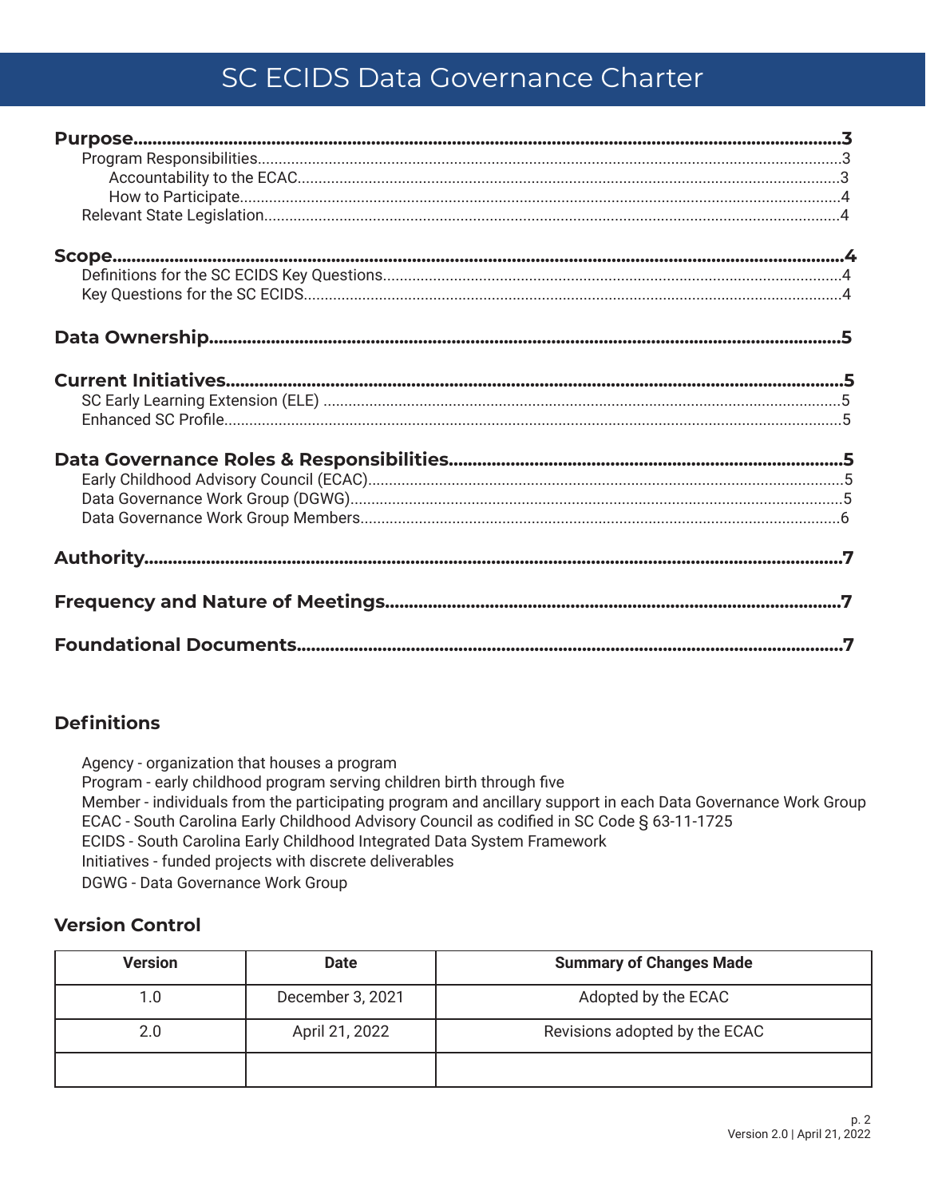# SC ECIDS Data Governance Charter

**Purpose......3**
- Program Responsibilities......3
  - Accountability to the ECAC......3
  - How to Participate......4
- Relevant State Legislation......4

**Scope......4**
- Definitions for the SC ECIDS Key Questions......4
- Key Questions for the SC ECIDS......4

**Data Ownership......5**

**Current Initiatives......5**
- SC Early Learning Extension (ELE) ......5
- Enhanced SC Profile......5

**Data Governance Roles & Responsibilities......5**
- Early Childhood Advisory Council (ECAC)......5
- Data Governance Work Group (DGWG)......5
- Data Governance Work Group Members......6

**Authority......7**

**Frequency and Nature of Meetings......7**

**Foundational Documents......7**

## Definitions

Agency - organization that houses a program
Program - early childhood program serving children birth through five
Member - individuals from the participating program and ancillary support in each Data Governance Work Group
ECAC - South Carolina Early Childhood Advisory Council as codified in SC Code § 63-11-1725
ECIDS - South Carolina Early Childhood Integrated Data System Framework
Initiatives - funded projects with discrete deliverables
DGWG - Data Governance Work Group

## Version Control

| Version | Date | Summary of Changes Made |
|---|---|---|
| 1.0 | December 3, 2021 | Adopted by the ECAC |
| 2.0 | April 21, 2022 | Revisions adopted by the ECAC |
| | | |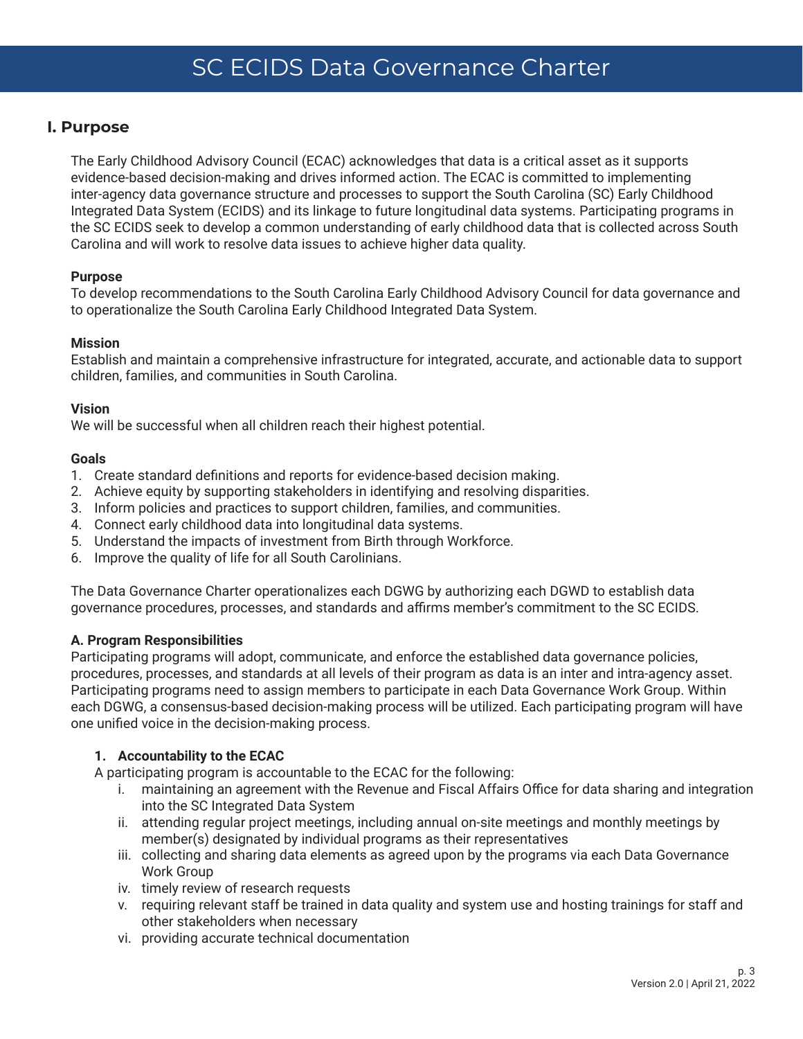# SC ECIDS Data Governance Charter

## I. Purpose

The Early Childhood Advisory Council (ECAC) acknowledges that data is a critical asset as it supports evidence-based decision-making and drives informed action. The ECAC is committed to implementing inter-agency data governance structure and processes to support the South Carolina (SC) Early Childhood Integrated Data System (ECIDS) and its linkage to future longitudinal data systems. Participating programs in the SC ECIDS seek to develop a common understanding of early childhood data that is collected across South Carolina and will work to resolve data issues to achieve higher data quality.

**Purpose**
To develop recommendations to the South Carolina Early Childhood Advisory Council for data governance and to operationalize the South Carolina Early Childhood Integrated Data System.

**Mission**
Establish and maintain a comprehensive infrastructure for integrated, accurate, and actionable data to support children, families, and communities in South Carolina.

**Vision**
We will be successful when all children reach their highest potential.

**Goals**

1. Create standard definitions and reports for evidence-based decision making.
2. Achieve equity by supporting stakeholders in identifying and resolving disparities.
3. Inform policies and practices to support children, families, and communities.
4. Connect early childhood data into longitudinal data systems.
5. Understand the impacts of investment from Birth through Workforce.
6. Improve the quality of life for all South Carolinians.

The Data Governance Charter operationalizes each DGWG by authorizing each DGWD to establish data governance procedures, processes, and standards and affirms member's commitment to the SC ECIDS.

**A. Program Responsibilities**
Participating programs will adopt, communicate, and enforce the established data governance policies, procedures, processes, and standards at all levels of their program as data is an inter and intra-agency asset. Participating programs need to assign members to participate in each Data Governance Work Group. Within each DGWG, a consensus-based decision-making process will be utilized. Each participating program will have one unified voice in the decision-making process.

**1. Accountability to the ECAC**

A participating program is accountable to the ECAC for the following:

i. maintaining an agreement with the Revenue and Fiscal Affairs Office for data sharing and integration into the SC Integrated Data System
ii. attending regular project meetings, including annual on-site meetings and monthly meetings by member(s) designated by individual programs as their representatives
iii. collecting and sharing data elements as agreed upon by the programs via each Data Governance Work Group
iv. timely review of research requests
v. requiring relevant staff be trained in data quality and system use and hosting trainings for staff and other stakeholders when necessary
vi. providing accurate technical documentation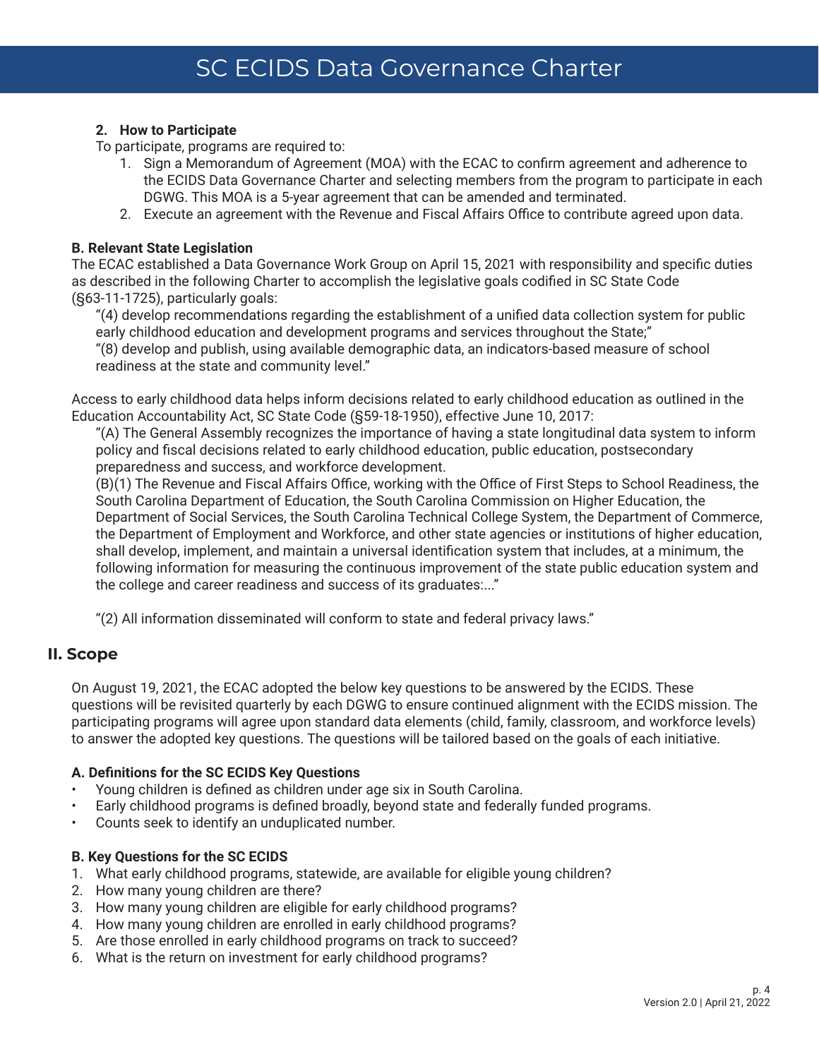#### 2. How to Participate

To participate, programs are required to:

1. Sign a Memorandum of Agreement (MOA) with the ECAC to confirm agreement and adherence to the ECIDS Data Governance Charter and selecting members from the program to participate in each DGWG. This MOA is a 5-year agreement that can be amended and terminated.
2. Execute an agreement with the Revenue and Fiscal Affairs Office to contribute agreed upon data.

### B. Relevant State Legislation

The ECAC established a Data Governance Work Group on April 15, 2021 with responsibility and specific duties as described in the following Charter to accomplish the legislative goals codified in SC State Code (§63-11-1725), particularly goals:

> "(4) develop recommendations regarding the establishment of a unified data collection system for public early childhood education and development programs and services throughout the State;"
> "(8) develop and publish, using available demographic data, an indicators-based measure of school readiness at the state and community level."

Access to early childhood data helps inform decisions related to early childhood education as outlined in the Education Accountability Act, SC State Code (§59-18-1950), effective June 10, 2017:

> "(A) The General Assembly recognizes the importance of having a state longitudinal data system to inform policy and fiscal decisions related to early childhood education, public education, postsecondary preparedness and success, and workforce development.
> (B)(1) The Revenue and Fiscal Affairs Office, working with the Office of First Steps to School Readiness, the South Carolina Department of Education, the South Carolina Commission on Higher Education, the Department of Social Services, the South Carolina Technical College System, the Department of Commerce, the Department of Employment and Workforce, and other state agencies or institutions of higher education, shall develop, implement, and maintain a universal identification system that includes, at a minimum, the following information for measuring the continuous improvement of the state public education system and the college and career readiness and success of its graduates:..."
>
> "(2) All information disseminated will conform to state and federal privacy laws."

## II. Scope

On August 19, 2021, the ECAC adopted the below key questions to be answered by the ECIDS. These questions will be revisited quarterly by each DGWG to ensure continued alignment with the ECIDS mission. The participating programs will agree upon standard data elements (child, family, classroom, and workforce levels) to answer the adopted key questions. The questions will be tailored based on the goals of each initiative.

### A. Definitions for the SC ECIDS Key Questions

- Young children is defined as children under age six in South Carolina.
- Early childhood programs is defined broadly, beyond state and federally funded programs.
- Counts seek to identify an unduplicated number.

### B. Key Questions for the SC ECIDS

1. What early childhood programs, statewide, are available for eligible young children?
2. How many young children are there?
3. How many young children are eligible for early childhood programs?
4. How many young children are enrolled in early childhood programs?
5. Are those enrolled in early childhood programs on track to succeed?
6. What is the return on investment for early childhood programs?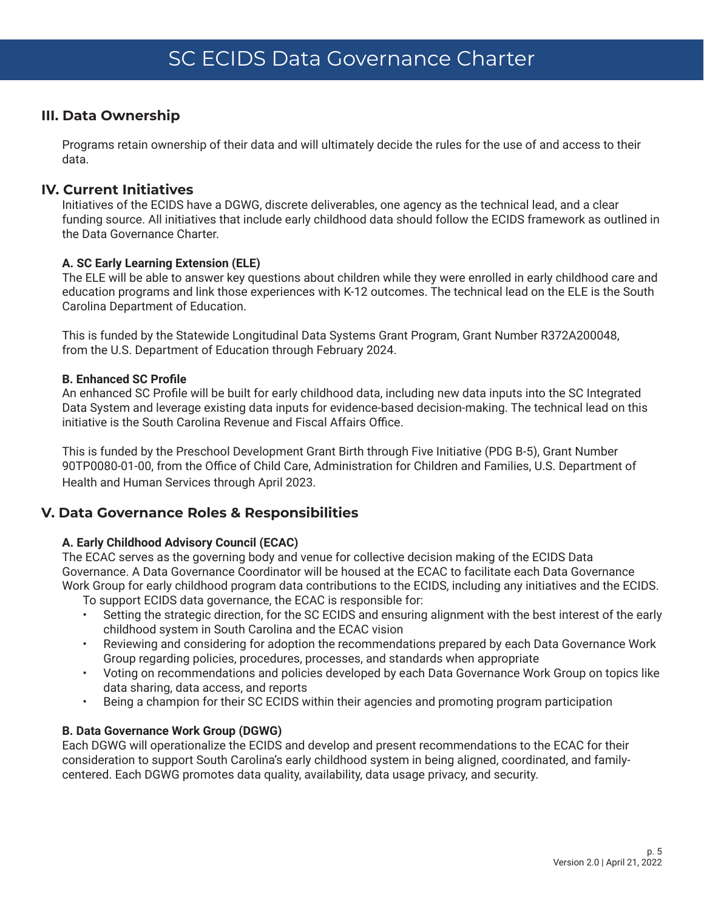## III. Data Ownership

Programs retain ownership of their data and will ultimately decide the rules for the use of and access to their data.

## IV. Current Initiatives

Initiatives of the ECIDS have a DGWG, discrete deliverables, one agency as the technical lead, and a clear funding source. All initiatives that include early childhood data should follow the ECIDS framework as outlined in the Data Governance Charter.

### A. SC Early Learning Extension (ELE)

The ELE will be able to answer key questions about children while they were enrolled in early childhood care and education programs and link those experiences with K-12 outcomes. The technical lead on the ELE is the South Carolina Department of Education.

This is funded by the Statewide Longitudinal Data Systems Grant Program, Grant Number R372A200048, from the U.S. Department of Education through February 2024.

### B. Enhanced SC Profile

An enhanced SC Profile will be built for early childhood data, including new data inputs into the SC Integrated Data System and leverage existing data inputs for evidence-based decision-making. The technical lead on this initiative is the South Carolina Revenue and Fiscal Affairs Office.

This is funded by the Preschool Development Grant Birth through Five Initiative (PDG B-5), Grant Number 90TP0080-01-00, from the Office of Child Care, Administration for Children and Families, U.S. Department of Health and Human Services through April 2023.

## V. Data Governance Roles & Responsibilities

### A. Early Childhood Advisory Council (ECAC)

The ECAC serves as the governing body and venue for collective decision making of the ECIDS Data Governance. A Data Governance Coordinator will be housed at the ECAC to facilitate each Data Governance Work Group for early childhood program data contributions to the ECIDS, including any initiatives and the ECIDS. To support ECIDS data governance, the ECAC is responsible for:

- Setting the strategic direction, for the SC ECIDS and ensuring alignment with the best interest of the early childhood system in South Carolina and the ECAC vision
- Reviewing and considering for adoption the recommendations prepared by each Data Governance Work Group regarding policies, procedures, processes, and standards when appropriate
- Voting on recommendations and policies developed by each Data Governance Work Group on topics like data sharing, data access, and reports
- Being a champion for their SC ECIDS within their agencies and promoting program participation

### B. Data Governance Work Group (DGWG)

Each DGWG will operationalize the ECIDS and develop and present recommendations to the ECAC for their consideration to support South Carolina's early childhood system in being aligned, coordinated, and family-centered. Each DGWG promotes data quality, availability, data usage privacy, and security.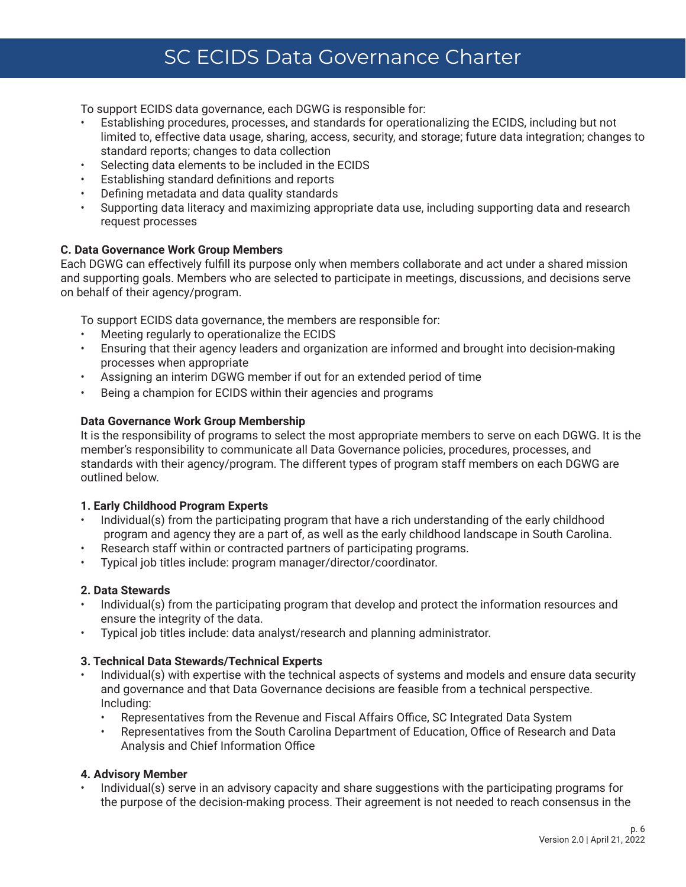To support ECIDS data governance, each DGWG is responsible for:

- Establishing procedures, processes, and standards for operationalizing the ECIDS, including but not limited to, effective data usage, sharing, access, security, and storage; future data integration; changes to standard reports; changes to data collection
- Selecting data elements to be included in the ECIDS
- Establishing standard definitions and reports
- Defining metadata and data quality standards
- Supporting data literacy and maximizing appropriate data use, including supporting data and research request processes

**C. Data Governance Work Group Members**

Each DGWG can effectively fulfill its purpose only when members collaborate and act under a shared mission and supporting goals. Members who are selected to participate in meetings, discussions, and decisions serve on behalf of their agency/program.

To support ECIDS data governance, the members are responsible for:

- Meeting regularly to operationalize the ECIDS
- Ensuring that their agency leaders and organization are informed and brought into decision-making processes when appropriate
- Assigning an interim DGWG member if out for an extended period of time
- Being a champion for ECIDS within their agencies and programs

**Data Governance Work Group Membership**

It is the responsibility of programs to select the most appropriate members to serve on each DGWG. It is the member's responsibility to communicate all Data Governance policies, procedures, processes, and standards with their agency/program. The different types of program staff members on each DGWG are outlined below.

**1. Early Childhood Program Experts**

- Individual(s) from the participating program that have a rich understanding of the early childhood program and agency they are a part of, as well as the early childhood landscape in South Carolina.
- Research staff within or contracted partners of participating programs.
- Typical job titles include: program manager/director/coordinator.

**2. Data Stewards**

- Individual(s) from the participating program that develop and protect the information resources and ensure the integrity of the data.
- Typical job titles include: data analyst/research and planning administrator.

**3. Technical Data Stewards/Technical Experts**

- Individual(s) with expertise with the technical aspects of systems and models and ensure data security and governance and that Data Governance decisions are feasible from a technical perspective. Including:
  - Representatives from the Revenue and Fiscal Affairs Office, SC Integrated Data System
  - Representatives from the South Carolina Department of Education, Office of Research and Data Analysis and Chief Information Office

**4. Advisory Member**

- Individual(s) serve in an advisory capacity and share suggestions with the participating programs for the purpose of the decision-making process. Their agreement is not needed to reach consensus in the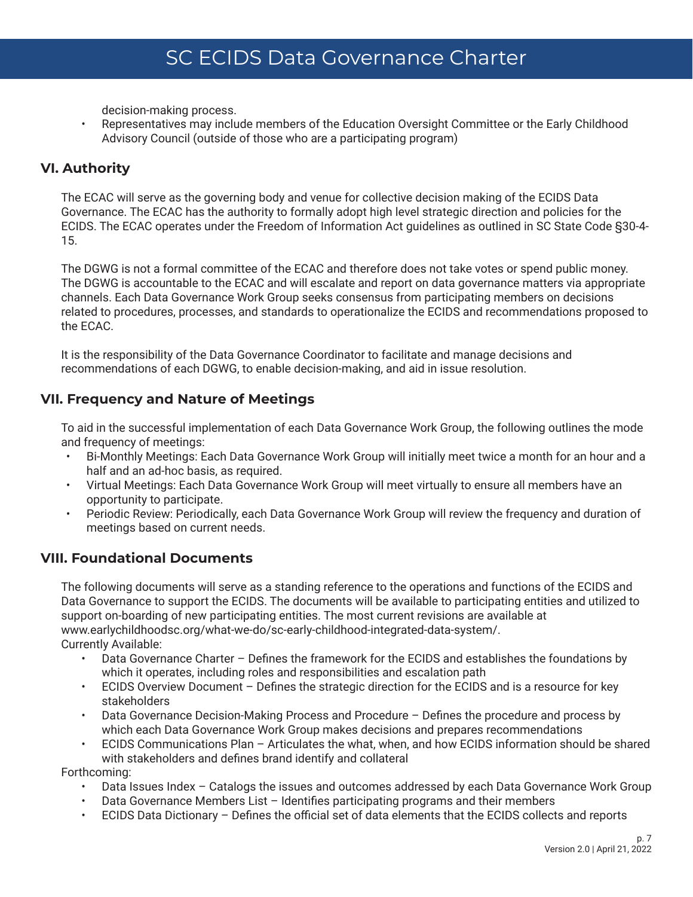decision-making process.

- Representatives may include members of the Education Oversight Committee or the Early Childhood Advisory Council (outside of those who are a participating program)

## VI. Authority

The ECAC will serve as the governing body and venue for collective decision making of the ECIDS Data Governance. The ECAC has the authority to formally adopt high level strategic direction and policies for the ECIDS. The ECAC operates under the Freedom of Information Act guidelines as outlined in SC State Code §30-4-15.

The DGWG is not a formal committee of the ECAC and therefore does not take votes or spend public money. The DGWG is accountable to the ECAC and will escalate and report on data governance matters via appropriate channels. Each Data Governance Work Group seeks consensus from participating members on decisions related to procedures, processes, and standards to operationalize the ECIDS and recommendations proposed to the ECAC.

It is the responsibility of the Data Governance Coordinator to facilitate and manage decisions and recommendations of each DGWG, to enable decision-making, and aid in issue resolution.

## VII. Frequency and Nature of Meetings

To aid in the successful implementation of each Data Governance Work Group, the following outlines the mode and frequency of meetings:

- Bi-Monthly Meetings: Each Data Governance Work Group will initially meet twice a month for an hour and a half and an ad-hoc basis, as required.
- Virtual Meetings: Each Data Governance Work Group will meet virtually to ensure all members have an opportunity to participate.
- Periodic Review: Periodically, each Data Governance Work Group will review the frequency and duration of meetings based on current needs.

## VIII. Foundational Documents

The following documents will serve as a standing reference to the operations and functions of the ECIDS and Data Governance to support the ECIDS. The documents will be available to participating entities and utilized to support on-boarding of new participating entities. The most current revisions are available at www.earlychildhoodsc.org/what-we-do/sc-early-childhood-integrated-data-system/.

Currently Available:

- Data Governance Charter – Defines the framework for the ECIDS and establishes the foundations by which it operates, including roles and responsibilities and escalation path
- ECIDS Overview Document – Defines the strategic direction for the ECIDS and is a resource for key stakeholders
- Data Governance Decision-Making Process and Procedure – Defines the procedure and process by which each Data Governance Work Group makes decisions and prepares recommendations
- ECIDS Communications Plan – Articulates the what, when, and how ECIDS information should be shared with stakeholders and defines brand identify and collateral

Forthcoming:

- Data Issues Index – Catalogs the issues and outcomes addressed by each Data Governance Work Group
- Data Governance Members List – Identifies participating programs and their members
- ECIDS Data Dictionary – Defines the official set of data elements that the ECIDS collects and reports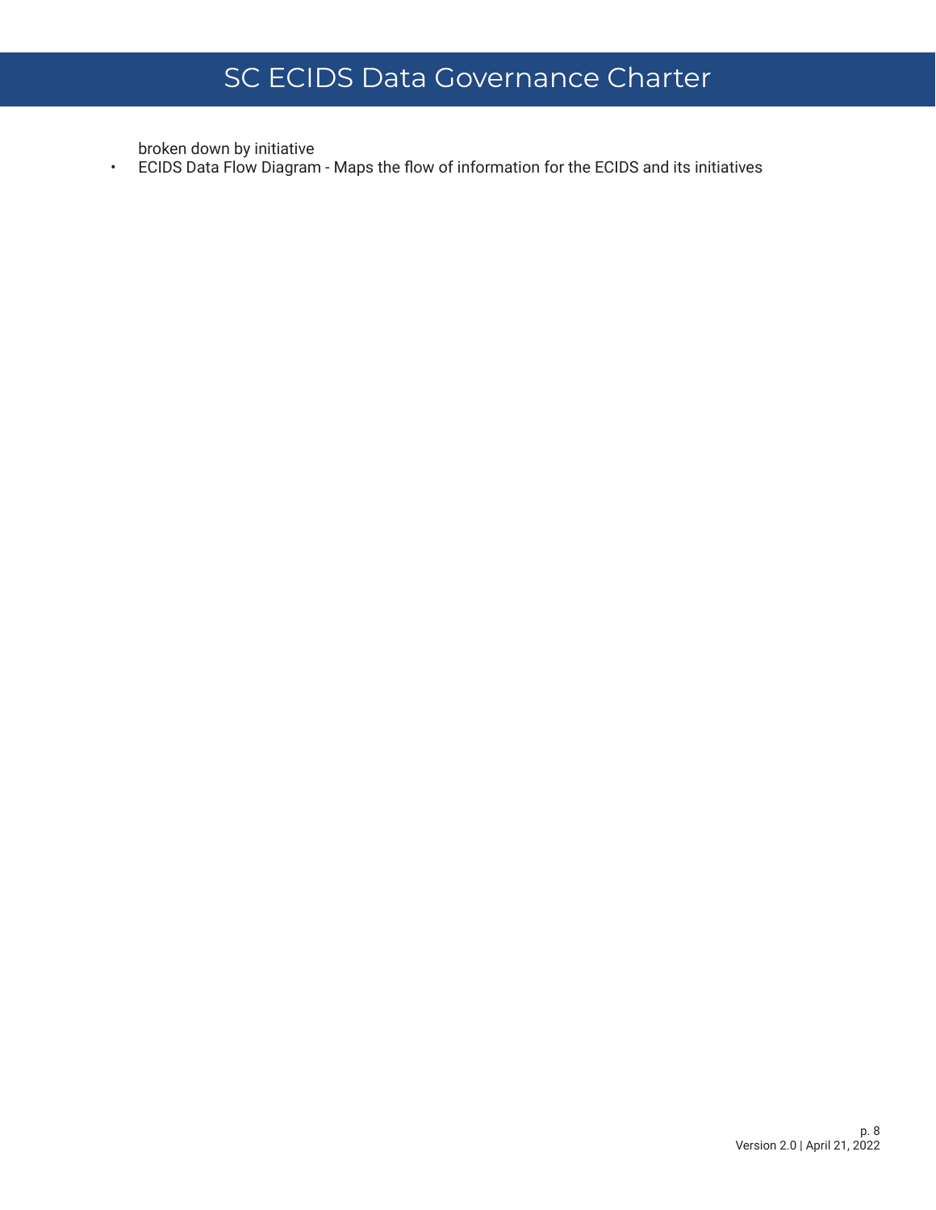broken down by initiative

- ECIDS Data Flow Diagram - Maps the flow of information for the ECIDS and its initiatives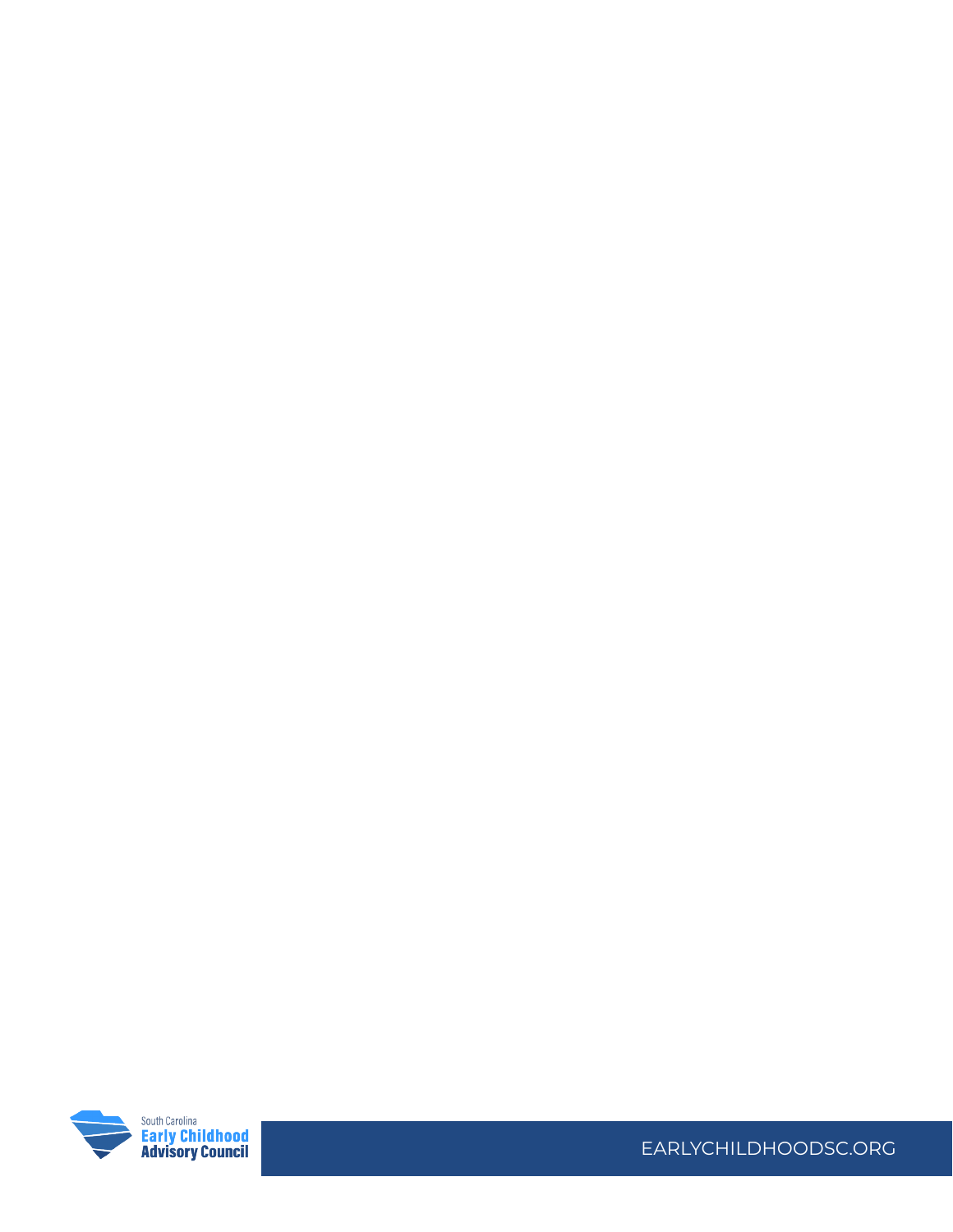South Carolina
**Early Childhood**
**Advisory Council**

EARLYCHILDHOODSC.ORG